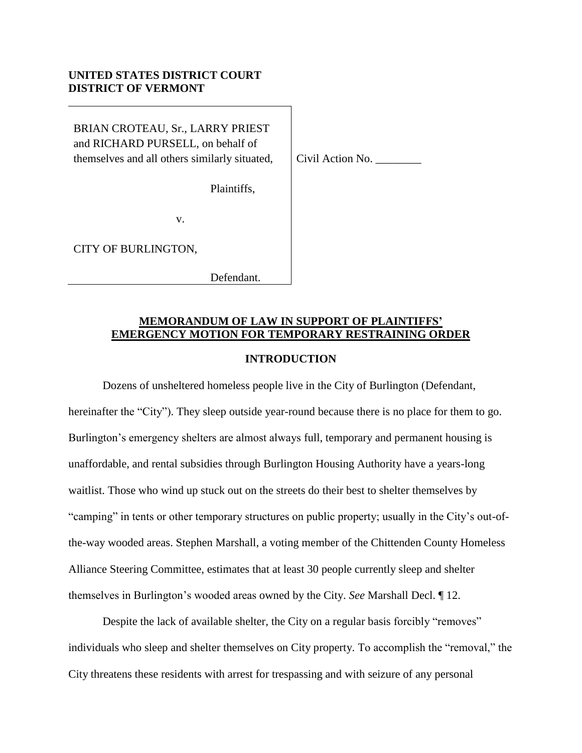**UNITED STATES DISTRICT COURT**
**DISTRICT OF VERMONT**

BRIAN CROTEAU, Sr., LARRY PRIEST and RICHARD PURSELL, on behalf of themselves and all others similarly situated,

Plaintiffs,

v.

CITY OF BURLINGTON,

Defendant.

Civil Action No. ________

**MEMORANDUM OF LAW IN SUPPORT OF PLAINTIFFS' EMERGENCY MOTION FOR TEMPORARY RESTRAINING ORDER**

## INTRODUCTION

Dozens of unsheltered homeless people live in the City of Burlington (Defendant, hereinafter the "City"). They sleep outside year-round because there is no place for them to go. Burlington's emergency shelters are almost always full, temporary and permanent housing is unaffordable, and rental subsidies through Burlington Housing Authority have a years-long waitlist. Those who wind up stuck out on the streets do their best to shelter themselves by "camping" in tents or other temporary structures on public property; usually in the City's out-of-the-way wooded areas. Stephen Marshall, a voting member of the Chittenden County Homeless Alliance Steering Committee, estimates that at least 30 people currently sleep and shelter themselves in Burlington's wooded areas owned by the City. *See* Marshall Decl. ¶ 12.

Despite the lack of available shelter, the City on a regular basis forcibly "removes" individuals who sleep and shelter themselves on City property. To accomplish the "removal," the City threatens these residents with arrest for trespassing and with seizure of any personal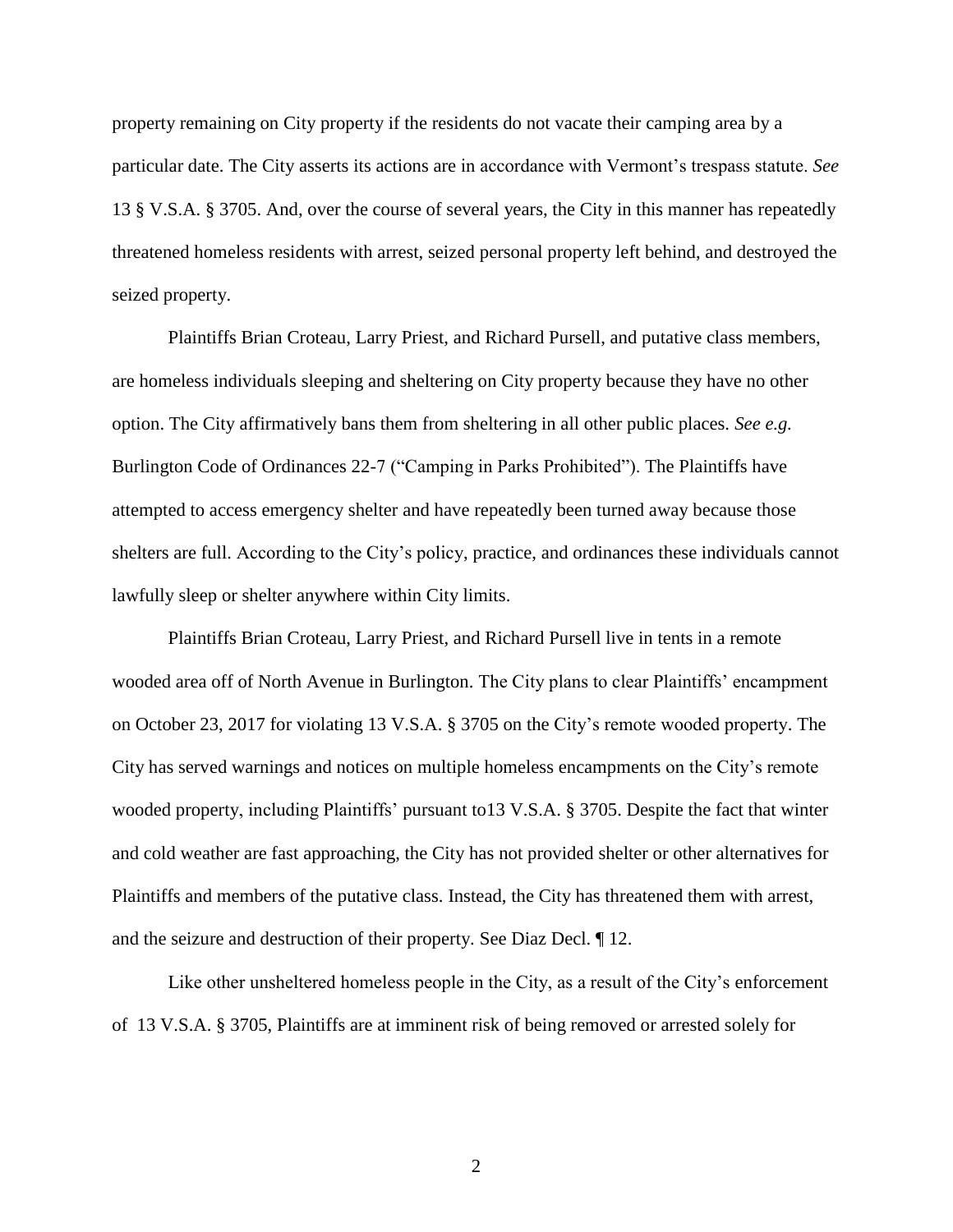property remaining on City property if the residents do not vacate their camping area by a particular date. The City asserts its actions are in accordance with Vermont's trespass statute. *See* 13 § V.S.A. § 3705. And, over the course of several years, the City in this manner has repeatedly threatened homeless residents with arrest, seized personal property left behind, and destroyed the seized property.

Plaintiffs Brian Croteau, Larry Priest, and Richard Pursell, and putative class members, are homeless individuals sleeping and sheltering on City property because they have no other option. The City affirmatively bans them from sheltering in all other public places. *See e.g.* Burlington Code of Ordinances 22-7 ("Camping in Parks Prohibited"). The Plaintiffs have attempted to access emergency shelter and have repeatedly been turned away because those shelters are full. According to the City's policy, practice, and ordinances these individuals cannot lawfully sleep or shelter anywhere within City limits.

Plaintiffs Brian Croteau, Larry Priest, and Richard Pursell live in tents in a remote wooded area off of North Avenue in Burlington. The City plans to clear Plaintiffs' encampment on October 23, 2017 for violating 13 V.S.A. § 3705 on the City's remote wooded property. The City has served warnings and notices on multiple homeless encampments on the City's remote wooded property, including Plaintiffs' pursuant to13 V.S.A. § 3705. Despite the fact that winter and cold weather are fast approaching, the City has not provided shelter or other alternatives for Plaintiffs and members of the putative class. Instead, the City has threatened them with arrest, and the seizure and destruction of their property. See Diaz Decl. ¶ 12.

Like other unsheltered homeless people in the City, as a result of the City's enforcement of 13 V.S.A. § 3705, Plaintiffs are at imminent risk of being removed or arrested solely for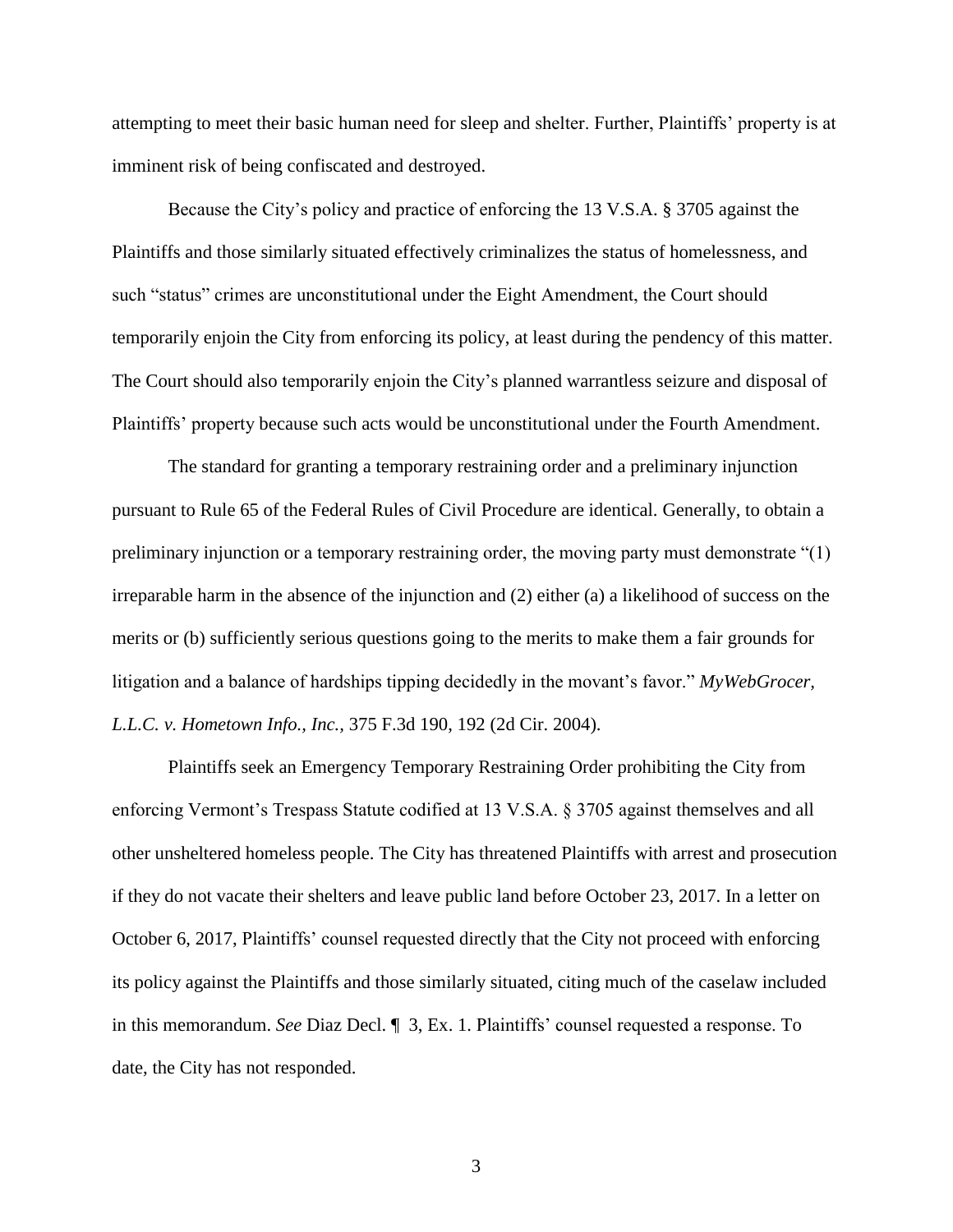attempting to meet their basic human need for sleep and shelter. Further, Plaintiffs' property is at imminent risk of being confiscated and destroyed.

Because the City's policy and practice of enforcing the 13 V.S.A. § 3705 against the Plaintiffs and those similarly situated effectively criminalizes the status of homelessness, and such "status" crimes are unconstitutional under the Eight Amendment, the Court should temporarily enjoin the City from enforcing its policy, at least during the pendency of this matter. The Court should also temporarily enjoin the City's planned warrantless seizure and disposal of Plaintiffs' property because such acts would be unconstitutional under the Fourth Amendment.

The standard for granting a temporary restraining order and a preliminary injunction pursuant to Rule 65 of the Federal Rules of Civil Procedure are identical. Generally, to obtain a preliminary injunction or a temporary restraining order, the moving party must demonstrate "(1) irreparable harm in the absence of the injunction and (2) either (a) a likelihood of success on the merits or (b) sufficiently serious questions going to the merits to make them a fair grounds for litigation and a balance of hardships tipping decidedly in the movant's favor." *MyWebGrocer, L.L.C. v. Hometown Info., Inc.*, 375 F.3d 190, 192 (2d Cir. 2004).

Plaintiffs seek an Emergency Temporary Restraining Order prohibiting the City from enforcing Vermont's Trespass Statute codified at 13 V.S.A. § 3705 against themselves and all other unsheltered homeless people. The City has threatened Plaintiffs with arrest and prosecution if they do not vacate their shelters and leave public land before October 23, 2017. In a letter on October 6, 2017, Plaintiffs' counsel requested directly that the City not proceed with enforcing its policy against the Plaintiffs and those similarly situated, citing much of the caselaw included in this memorandum. *See* Diaz Decl. ¶ 3, Ex. 1. Plaintiffs' counsel requested a response. To date, the City has not responded.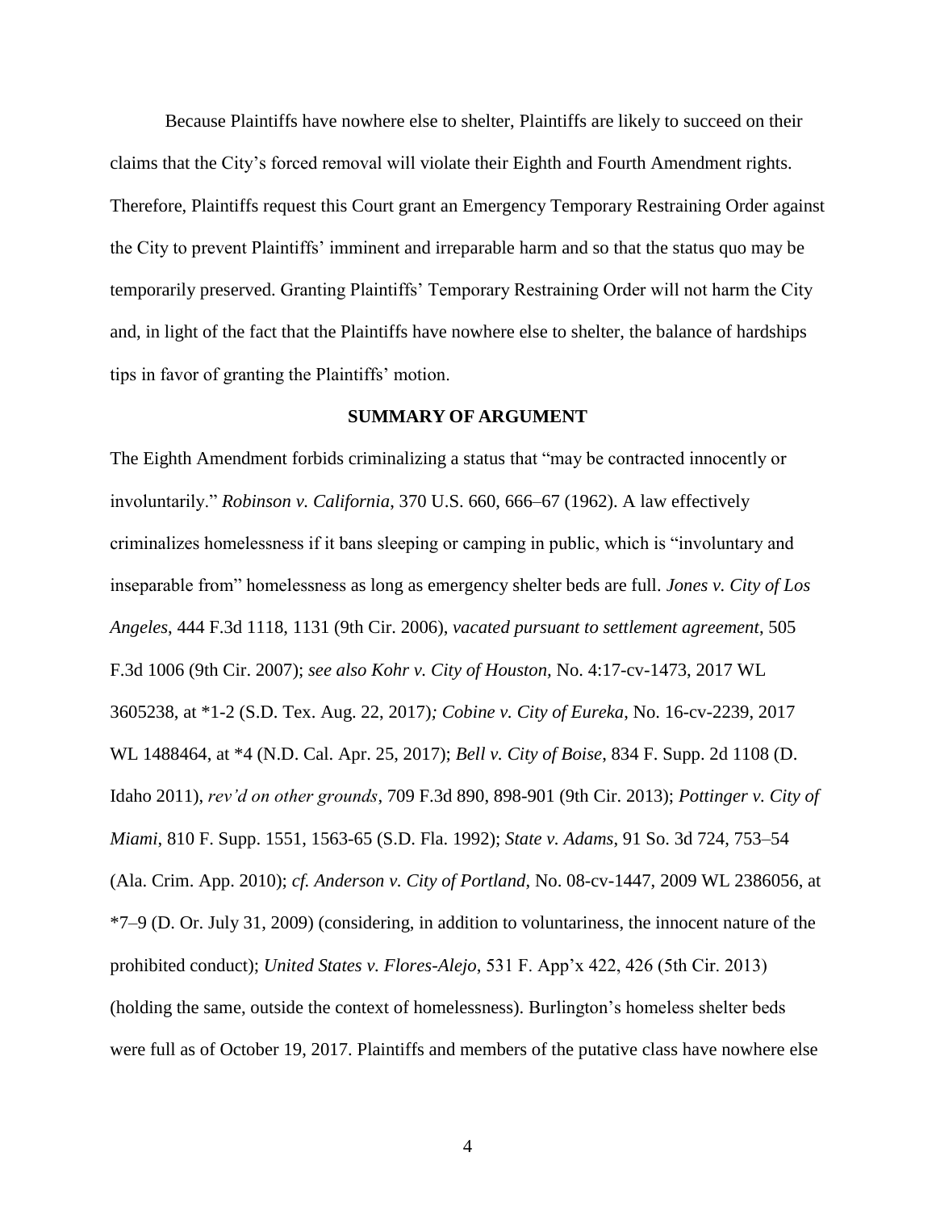Because Plaintiffs have nowhere else to shelter, Plaintiffs are likely to succeed on their claims that the City's forced removal will violate their Eighth and Fourth Amendment rights. Therefore, Plaintiffs request this Court grant an Emergency Temporary Restraining Order against the City to prevent Plaintiffs' imminent and irreparable harm and so that the status quo may be temporarily preserved. Granting Plaintiffs' Temporary Restraining Order will not harm the City and, in light of the fact that the Plaintiffs have nowhere else to shelter, the balance of hardships tips in favor of granting the Plaintiffs' motion.

## SUMMARY OF ARGUMENT

The Eighth Amendment forbids criminalizing a status that "may be contracted innocently or involuntarily." *Robinson v. California*, 370 U.S. 660, 666–67 (1962). A law effectively criminalizes homelessness if it bans sleeping or camping in public, which is "involuntary and inseparable from" homelessness as long as emergency shelter beds are full. *Jones v. City of Los Angeles*, 444 F.3d 1118, 1131 (9th Cir. 2006), *vacated pursuant to settlement agreement*, 505 F.3d 1006 (9th Cir. 2007); *see also Kohr v. City of Houston*, No. 4:17-cv-1473, 2017 WL 3605238, at *1-2 (S.D. Tex. Aug. 22, 2017)*; Cobine v. City of Eureka*, No. 16-cv-2239, 2017 WL 1488464, at *4 (N.D. Cal. Apr. 25, 2017); *Bell v. City of Boise*, 834 F. Supp. 2d 1108 (D. Idaho 2011), *rev'd on other grounds*, 709 F.3d 890, 898-901 (9th Cir. 2013); *Pottinger v. City of Miami*, 810 F. Supp. 1551, 1563-65 (S.D. Fla. 1992); *State v. Adams*, 91 So. 3d 724, 753–54 (Ala. Crim. App. 2010); *cf. Anderson v. City of Portland*, No. 08-cv-1447, 2009 WL 2386056, at *7–9 (D. Or. July 31, 2009) (considering, in addition to voluntariness, the innocent nature of the prohibited conduct); *United States v. Flores-Alejo*, 531 F. App'x 422, 426 (5th Cir. 2013) (holding the same, outside the context of homelessness). Burlington's homeless shelter beds were full as of October 19, 2017. Plaintiffs and members of the putative class have nowhere else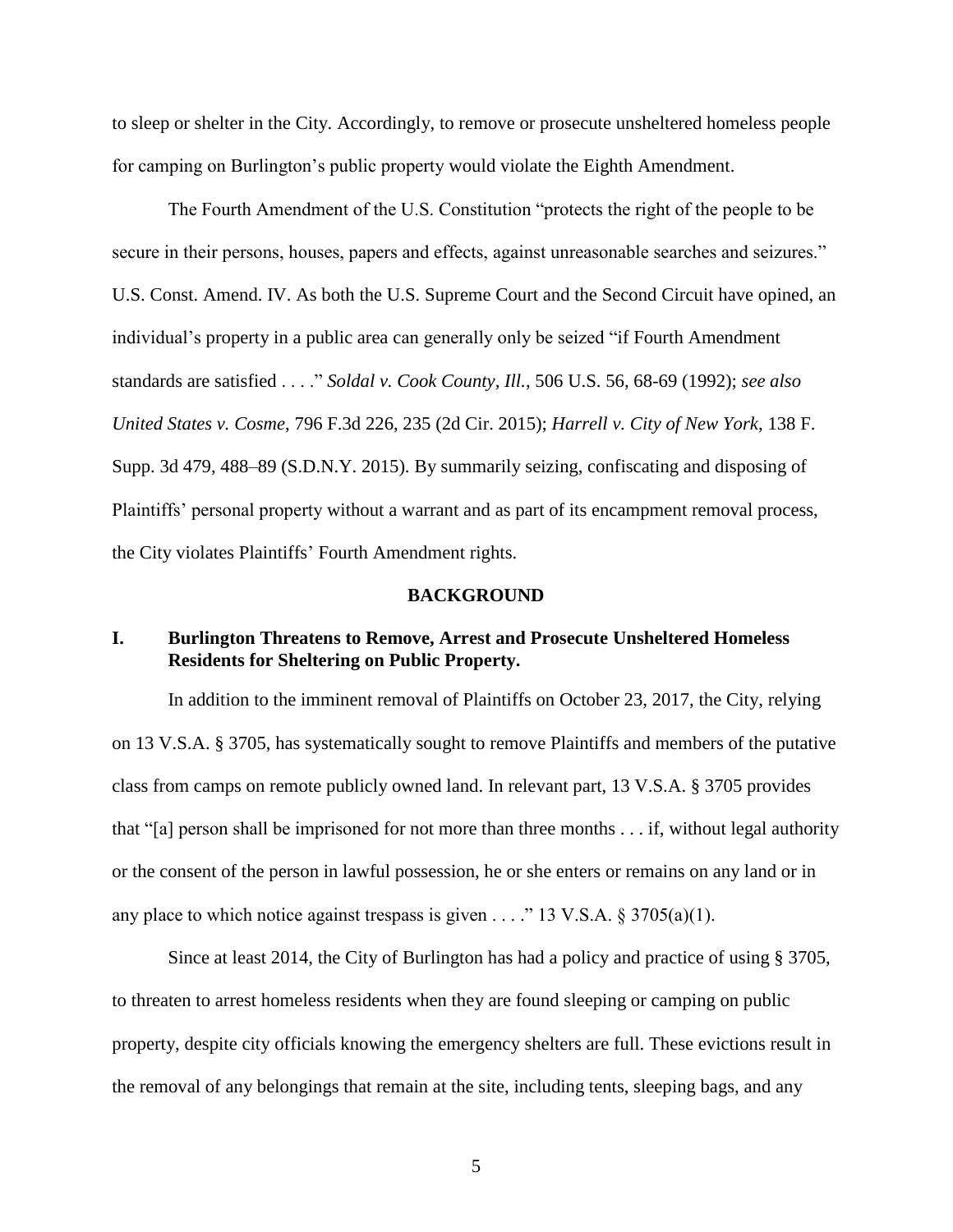to sleep or shelter in the City. Accordingly, to remove or prosecute unsheltered homeless people for camping on Burlington's public property would violate the Eighth Amendment.

The Fourth Amendment of the U.S. Constitution "protects the right of the people to be secure in their persons, houses, papers and effects, against unreasonable searches and seizures." U.S. Const. Amend. IV. As both the U.S. Supreme Court and the Second Circuit have opined, an individual's property in a public area can generally only be seized "if Fourth Amendment standards are satisfied . . . ." *Soldal v. Cook County, Ill.*, 506 U.S. 56, 68-69 (1992); *see also United States v. Cosme*, 796 F.3d 226, 235 (2d Cir. 2015); *Harrell v. City of New York*, 138 F. Supp. 3d 479, 488–89 (S.D.N.Y. 2015). By summarily seizing, confiscating and disposing of Plaintiffs' personal property without a warrant and as part of its encampment removal process, the City violates Plaintiffs' Fourth Amendment rights.

## BACKGROUND

### I. Burlington Threatens to Remove, Arrest and Prosecute Unsheltered Homeless Residents for Sheltering on Public Property.

In addition to the imminent removal of Plaintiffs on October 23, 2017, the City, relying on 13 V.S.A. § 3705, has systematically sought to remove Plaintiffs and members of the putative class from camps on remote publicly owned land. In relevant part, 13 V.S.A. § 3705 provides that "[a] person shall be imprisoned for not more than three months . . . if, without legal authority or the consent of the person in lawful possession, he or she enters or remains on any land or in any place to which notice against trespass is given . . . ." 13 V.S.A. § 3705(a)(1).

Since at least 2014, the City of Burlington has had a policy and practice of using § 3705, to threaten to arrest homeless residents when they are found sleeping or camping on public property, despite city officials knowing the emergency shelters are full. These evictions result in the removal of any belongings that remain at the site, including tents, sleeping bags, and any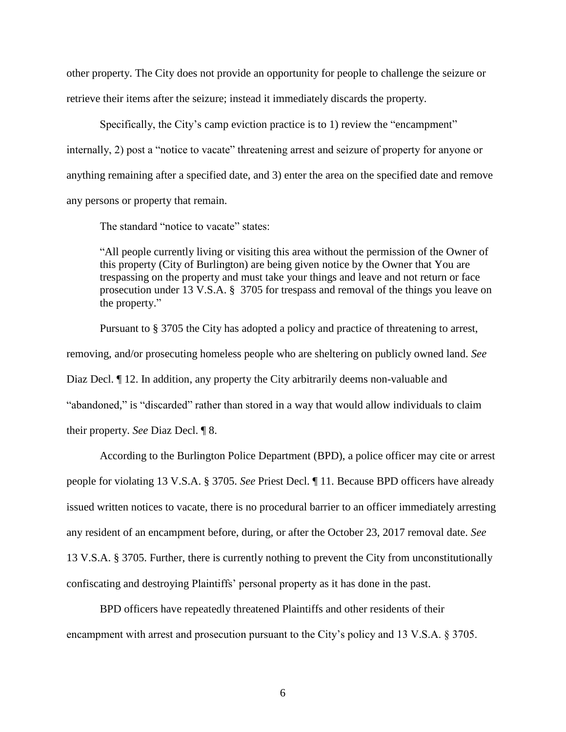other property. The City does not provide an opportunity for people to challenge the seizure or retrieve their items after the seizure; instead it immediately discards the property.

Specifically, the City's camp eviction practice is to 1) review the "encampment" internally, 2) post a "notice to vacate" threatening arrest and seizure of property for anyone or anything remaining after a specified date, and 3) enter the area on the specified date and remove any persons or property that remain.

The standard "notice to vacate" states:

> "All people currently living or visiting this area without the permission of the Owner of this property (City of Burlington) are being given notice by the Owner that You are trespassing on the property and must take your things and leave and not return or face prosecution under 13 V.S.A. § 3705 for trespass and removal of the things you leave on the property."

Pursuant to § 3705 the City has adopted a policy and practice of threatening to arrest, removing, and/or prosecuting homeless people who are sheltering on publicly owned land. *See* Diaz Decl. ¶ 12. In addition, any property the City arbitrarily deems non-valuable and "abandoned," is "discarded" rather than stored in a way that would allow individuals to claim their property. *See* Diaz Decl. ¶ 8.

According to the Burlington Police Department (BPD), a police officer may cite or arrest people for violating 13 V.S.A. § 3705. *See* Priest Decl. ¶ 11. Because BPD officers have already issued written notices to vacate, there is no procedural barrier to an officer immediately arresting any resident of an encampment before, during, or after the October 23, 2017 removal date. *See* 13 V.S.A. § 3705. Further, there is currently nothing to prevent the City from unconstitutionally confiscating and destroying Plaintiffs' personal property as it has done in the past.

BPD officers have repeatedly threatened Plaintiffs and other residents of their encampment with arrest and prosecution pursuant to the City's policy and 13 V.S.A. § 3705.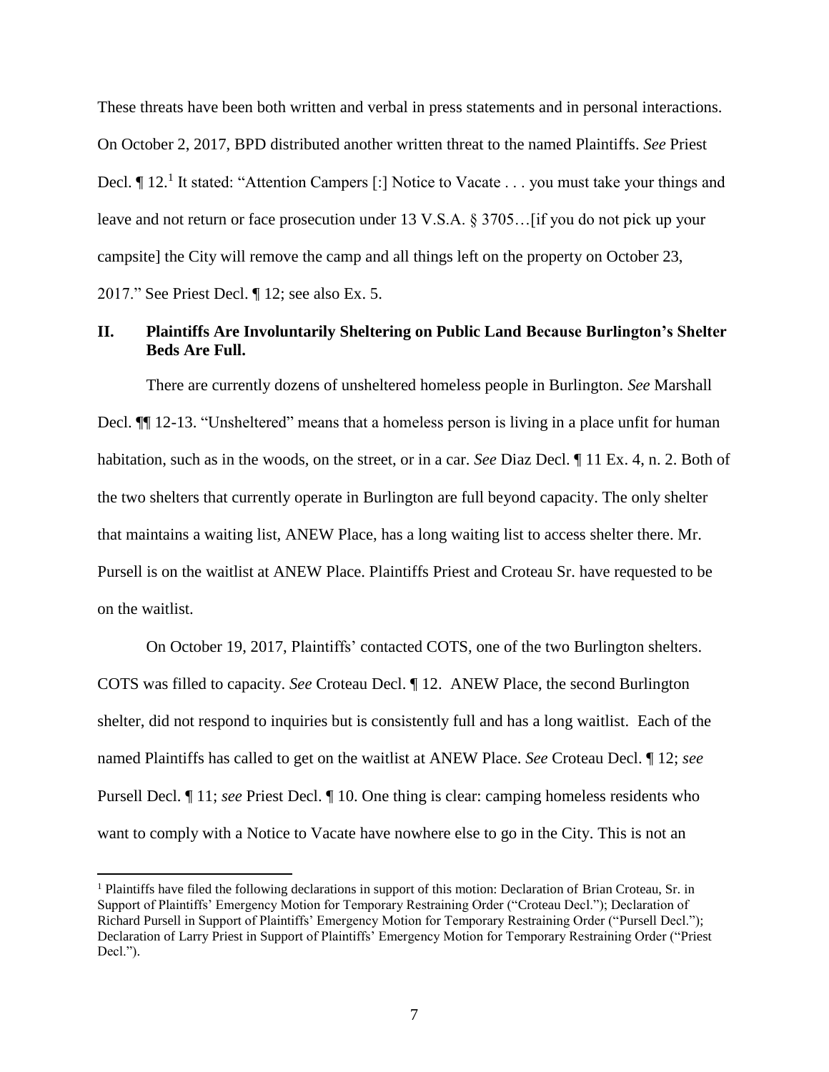These threats have been both written and verbal in press statements and in personal interactions. On October 2, 2017, BPD distributed another written threat to the named Plaintiffs. *See* Priest Decl. ¶ 12.[1] It stated: "Attention Campers [:] Notice to Vacate . . . you must take your things and leave and not return or face prosecution under 13 V.S.A. § 3705…[if you do not pick up your campsite] the City will remove the camp and all things left on the property on October 23, 2017." See Priest Decl. ¶ 12; see also Ex. 5.

## II. Plaintiffs Are Involuntarily Sheltering on Public Land Because Burlington's Shelter Beds Are Full.

There are currently dozens of unsheltered homeless people in Burlington. *See* Marshall Decl. ¶¶ 12-13. "Unsheltered" means that a homeless person is living in a place unfit for human habitation, such as in the woods, on the street, or in a car. *See* Diaz Decl. ¶ 11 Ex. 4, n. 2. Both of the two shelters that currently operate in Burlington are full beyond capacity. The only shelter that maintains a waiting list, ANEW Place, has a long waiting list to access shelter there. Mr. Pursell is on the waitlist at ANEW Place. Plaintiffs Priest and Croteau Sr. have requested to be on the waitlist.

On October 19, 2017, Plaintiffs' contacted COTS, one of the two Burlington shelters. COTS was filled to capacity. *See* Croteau Decl. ¶ 12. ANEW Place, the second Burlington shelter, did not respond to inquiries but is consistently full and has a long waitlist. Each of the named Plaintiffs has called to get on the waitlist at ANEW Place. *See* Croteau Decl. ¶ 12; *see* Pursell Decl. ¶ 11; *see* Priest Decl. ¶ 10. One thing is clear: camping homeless residents who want to comply with a Notice to Vacate have nowhere else to go in the City. This is not an

[1] Plaintiffs have filed the following declarations in support of this motion: Declaration of Brian Croteau, Sr. in Support of Plaintiffs' Emergency Motion for Temporary Restraining Order ("Croteau Decl."); Declaration of Richard Pursell in Support of Plaintiffs' Emergency Motion for Temporary Restraining Order ("Pursell Decl."); Declaration of Larry Priest in Support of Plaintiffs' Emergency Motion for Temporary Restraining Order ("Priest Decl.").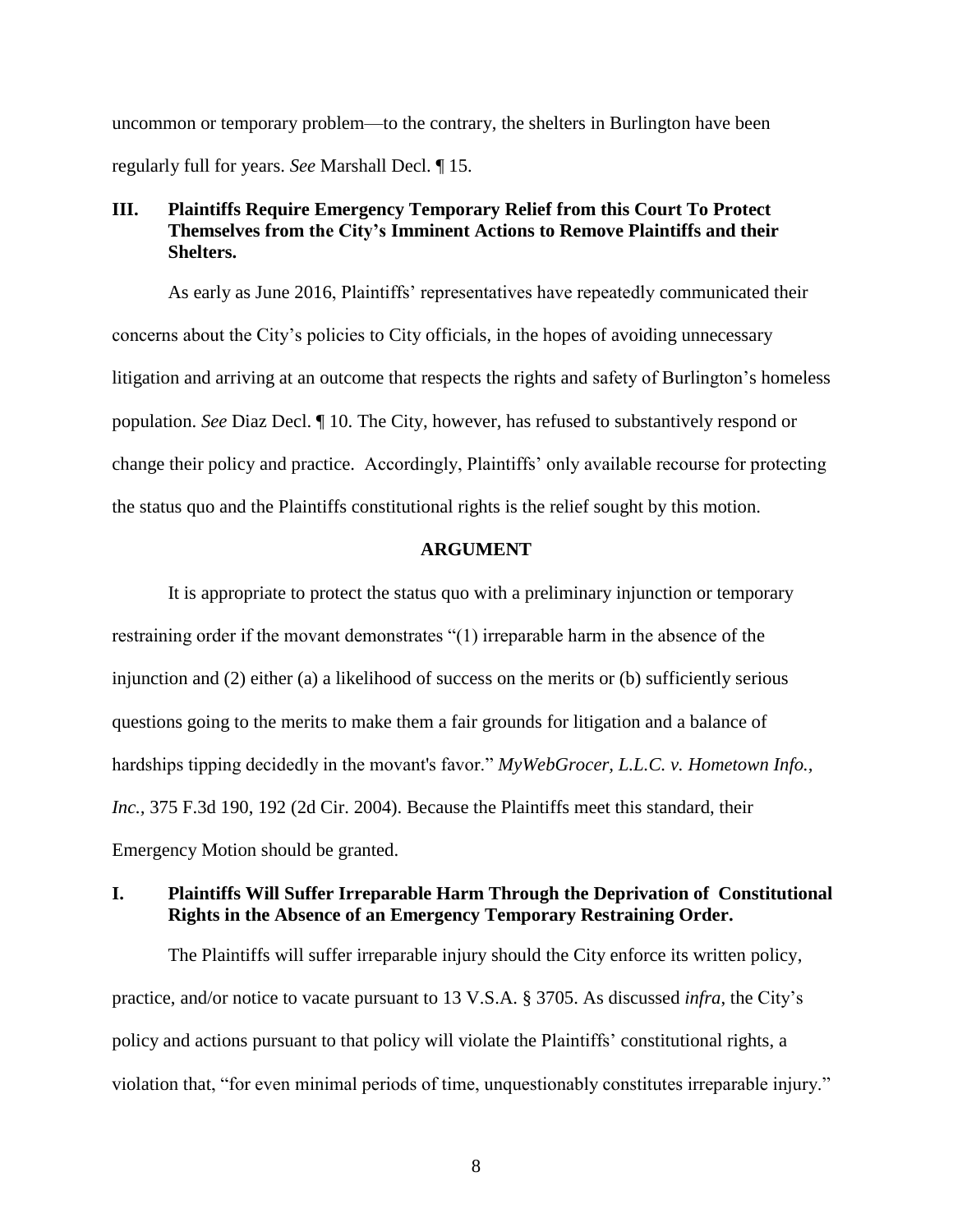uncommon or temporary problem—to the contrary, the shelters in Burlington have been regularly full for years. *See* Marshall Decl. ¶ 15.

## III. Plaintiffs Require Emergency Temporary Relief from this Court To Protect Themselves from the City's Imminent Actions to Remove Plaintiffs and their Shelters.

As early as June 2016, Plaintiffs' representatives have repeatedly communicated their concerns about the City's policies to City officials, in the hopes of avoiding unnecessary litigation and arriving at an outcome that respects the rights and safety of Burlington's homeless population. *See* Diaz Decl. ¶ 10. The City, however, has refused to substantively respond or change their policy and practice. Accordingly, Plaintiffs' only available recourse for protecting the status quo and the Plaintiffs constitutional rights is the relief sought by this motion.

# ARGUMENT

It is appropriate to protect the status quo with a preliminary injunction or temporary restraining order if the movant demonstrates "(1) irreparable harm in the absence of the injunction and (2) either (a) a likelihood of success on the merits or (b) sufficiently serious questions going to the merits to make them a fair grounds for litigation and a balance of hardships tipping decidedly in the movant's favor." *MyWebGrocer, L.L.C. v. Hometown Info., Inc.*, 375 F.3d 190, 192 (2d Cir. 2004). Because the Plaintiffs meet this standard, their Emergency Motion should be granted.

## I. Plaintiffs Will Suffer Irreparable Harm Through the Deprivation of Constitutional Rights in the Absence of an Emergency Temporary Restraining Order.

The Plaintiffs will suffer irreparable injury should the City enforce its written policy, practice, and/or notice to vacate pursuant to 13 V.S.A. § 3705. As discussed *infra*, the City's policy and actions pursuant to that policy will violate the Plaintiffs' constitutional rights, a violation that, "for even minimal periods of time, unquestionably constitutes irreparable injury."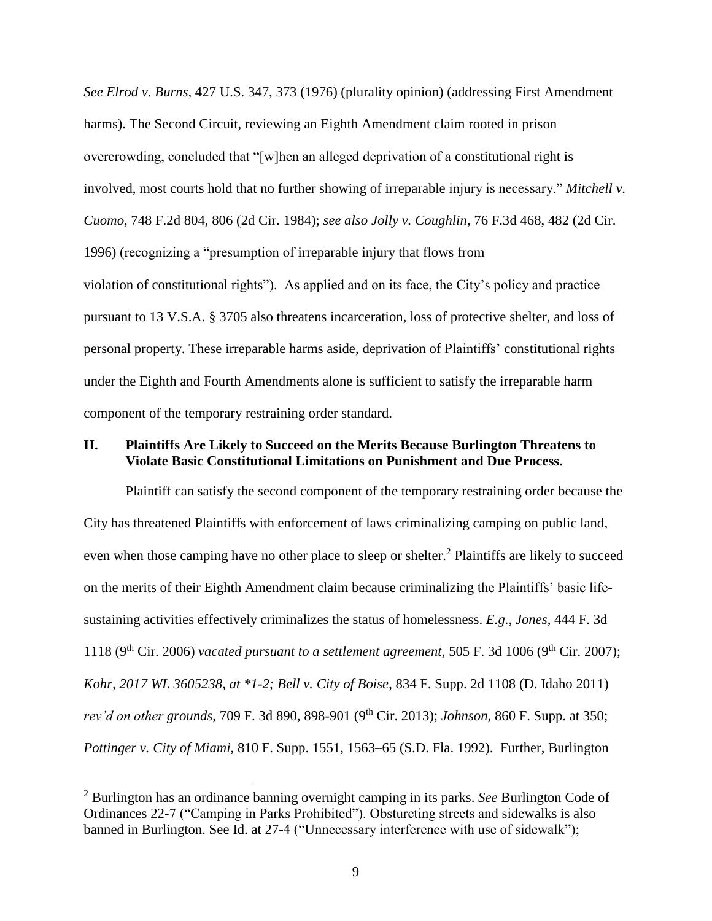*See Elrod v. Burns*, 427 U.S. 347, 373 (1976) (plurality opinion) (addressing First Amendment harms). The Second Circuit, reviewing an Eighth Amendment claim rooted in prison overcrowding, concluded that "[w]hen an alleged deprivation of a constitutional right is involved, most courts hold that no further showing of irreparable injury is necessary." *Mitchell v. Cuomo*, 748 F.2d 804, 806 (2d Cir. 1984); *see also Jolly v. Coughlin*, 76 F.3d 468, 482 (2d Cir. 1996) (recognizing a "presumption of irreparable injury that flows from violation of constitutional rights"). As applied and on its face, the City's policy and practice pursuant to 13 V.S.A. § 3705 also threatens incarceration, loss of protective shelter, and loss of personal property. These irreparable harms aside, deprivation of Plaintiffs' constitutional rights under the Eighth and Fourth Amendments alone is sufficient to satisfy the irreparable harm component of the temporary restraining order standard.

## II. Plaintiffs Are Likely to Succeed on the Merits Because Burlington Threatens to Violate Basic Constitutional Limitations on Punishment and Due Process.

Plaintiff can satisfy the second component of the temporary restraining order because the City has threatened Plaintiffs with enforcement of laws criminalizing camping on public land, even when those camping have no other place to sleep or shelter.[2] Plaintiffs are likely to succeed on the merits of their Eighth Amendment claim because criminalizing the Plaintiffs' basic life-sustaining activities effectively criminalizes the status of homelessness. *E.g.*, *Jones*, 444 F. 3d 1118 (9th Cir. 2006) *vacated pursuant to a settlement agreement*, 505 F. 3d 1006 (9th Cir. 2007); *Kohr, 2017 WL 3605238, at \*1-2; Bell v. City of Boise*, 834 F. Supp. 2d 1108 (D. Idaho 2011) *rev'd on other grounds*, 709 F. 3d 890, 898-901 (9th Cir. 2013); *Johnson*, 860 F. Supp. at 350; *Pottinger v. City of Miami*, 810 F. Supp. 1551, 1563–65 (S.D. Fla. 1992). Further, Burlington

[2] Burlington has an ordinance banning overnight camping in its parks. *See* Burlington Code of Ordinances 22-7 ("Camping in Parks Prohibited"). Obsturcting streets and sidewalks is also banned in Burlington. See Id. at 27-4 ("Unnecessary interference with use of sidewalk");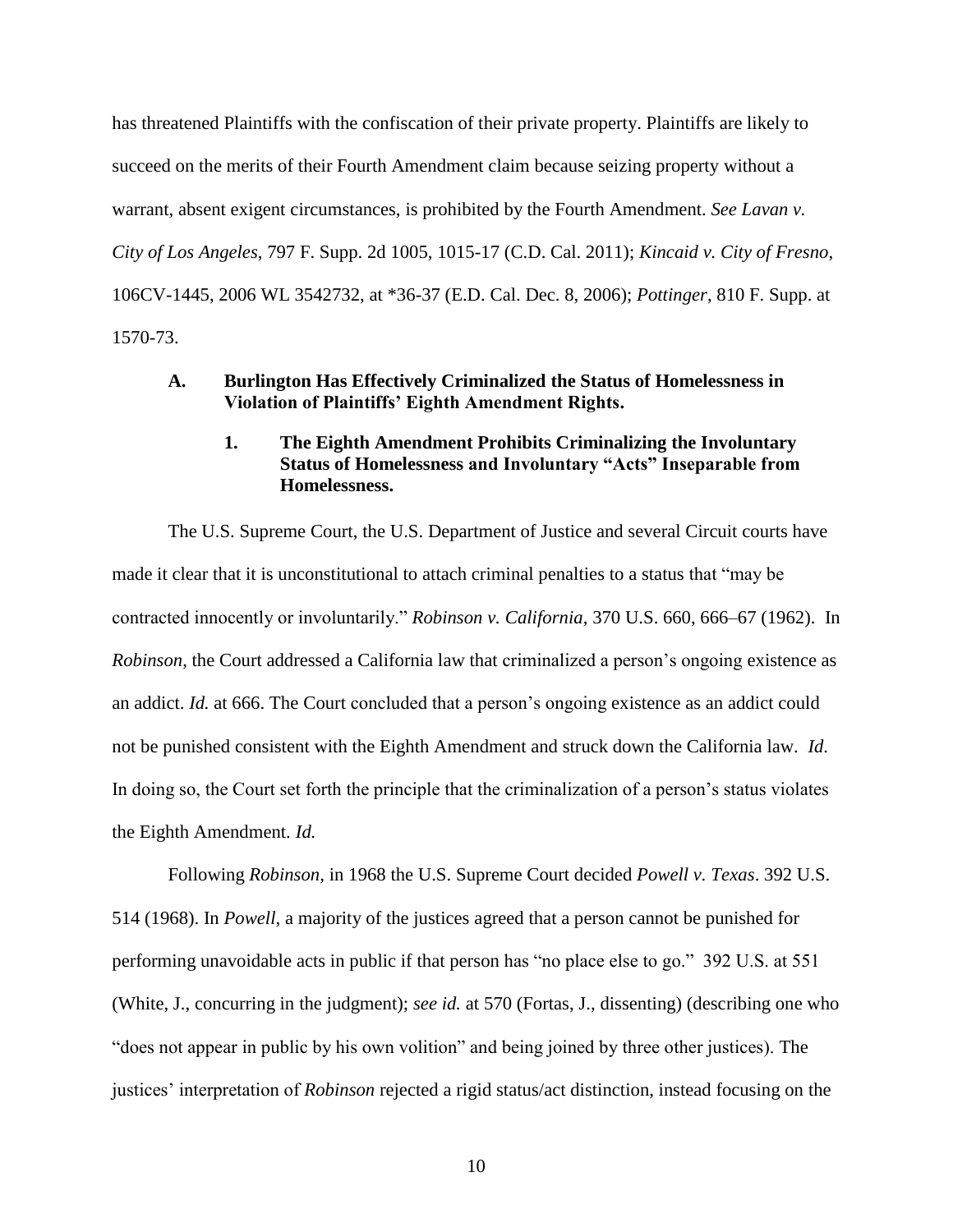has threatened Plaintiffs with the confiscation of their private property. Plaintiffs are likely to succeed on the merits of their Fourth Amendment claim because seizing property without a warrant, absent exigent circumstances, is prohibited by the Fourth Amendment. *See Lavan v. City of Los Angeles*, 797 F. Supp. 2d 1005, 1015-17 (C.D. Cal. 2011); *Kincaid v. City of Fresno*, 106CV-1445, 2006 WL 3542732, at *36-37 (E.D. Cal. Dec. 8, 2006); *Pottinger*, 810 F. Supp. at 1570-73.

### A. Burlington Has Effectively Criminalized the Status of Homelessness in Violation of Plaintiffs' Eighth Amendment Rights.

#### 1. The Eighth Amendment Prohibits Criminalizing the Involuntary Status of Homelessness and Involuntary "Acts" Inseparable from Homelessness.

The U.S. Supreme Court, the U.S. Department of Justice and several Circuit courts have made it clear that it is unconstitutional to attach criminal penalties to a status that "may be contracted innocently or involuntarily." *Robinson v. California*, 370 U.S. 660, 666–67 (1962). In *Robinson*, the Court addressed a California law that criminalized a person's ongoing existence as an addict. *Id.* at 666. The Court concluded that a person's ongoing existence as an addict could not be punished consistent with the Eighth Amendment and struck down the California law. *Id*. In doing so, the Court set forth the principle that the criminalization of a person's status violates the Eighth Amendment. *Id.*

Following *Robinson*, in 1968 the U.S. Supreme Court decided *Powell v. Texas*. 392 U.S. 514 (1968). In *Powell*, a majority of the justices agreed that a person cannot be punished for performing unavoidable acts in public if that person has "no place else to go." 392 U.S. at 551 (White, J., concurring in the judgment); *see id.* at 570 (Fortas, J., dissenting) (describing one who "does not appear in public by his own volition" and being joined by three other justices). The justices' interpretation of *Robinson* rejected a rigid status/act distinction, instead focusing on the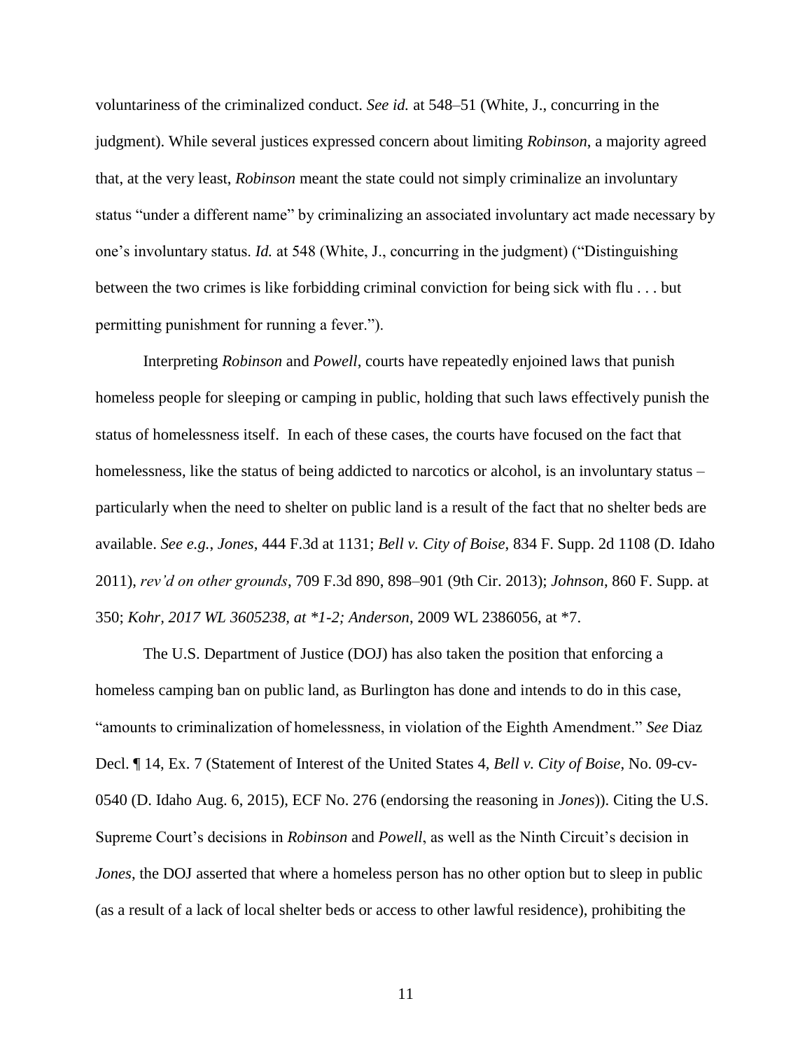voluntariness of the criminalized conduct. *See id.* at 548–51 (White, J., concurring in the judgment). While several justices expressed concern about limiting *Robinson*, a majority agreed that, at the very least, *Robinson* meant the state could not simply criminalize an involuntary status "under a different name" by criminalizing an associated involuntary act made necessary by one's involuntary status. *Id.* at 548 (White, J., concurring in the judgment) ("Distinguishing between the two crimes is like forbidding criminal conviction for being sick with flu . . . but permitting punishment for running a fever.").

Interpreting *Robinson* and *Powell*, courts have repeatedly enjoined laws that punish homeless people for sleeping or camping in public, holding that such laws effectively punish the status of homelessness itself. In each of these cases, the courts have focused on the fact that homelessness, like the status of being addicted to narcotics or alcohol, is an involuntary status – particularly when the need to shelter on public land is a result of the fact that no shelter beds are available. *See e.g.*, *Jones*, 444 F.3d at 1131; *Bell v. City of Boise*, 834 F. Supp. 2d 1108 (D. Idaho 2011), *rev'd on other grounds*, 709 F.3d 890, 898–901 (9th Cir. 2013); *Johnson*, 860 F. Supp. at 350; *Kohr*, *2017 WL 3605238, at \*1-2; Anderson*, 2009 WL 2386056, at \*7.

The U.S. Department of Justice (DOJ) has also taken the position that enforcing a homeless camping ban on public land, as Burlington has done and intends to do in this case, "amounts to criminalization of homelessness, in violation of the Eighth Amendment." *See* Diaz Decl. ¶ 14, Ex. 7 (Statement of Interest of the United States 4, *Bell v. City of Boise*, No. 09-cv-0540 (D. Idaho Aug. 6, 2015), ECF No. 276 (endorsing the reasoning in *Jones*)). Citing the U.S. Supreme Court's decisions in *Robinson* and *Powell*, as well as the Ninth Circuit's decision in *Jones*, the DOJ asserted that where a homeless person has no other option but to sleep in public (as a result of a lack of local shelter beds or access to other lawful residence), prohibiting the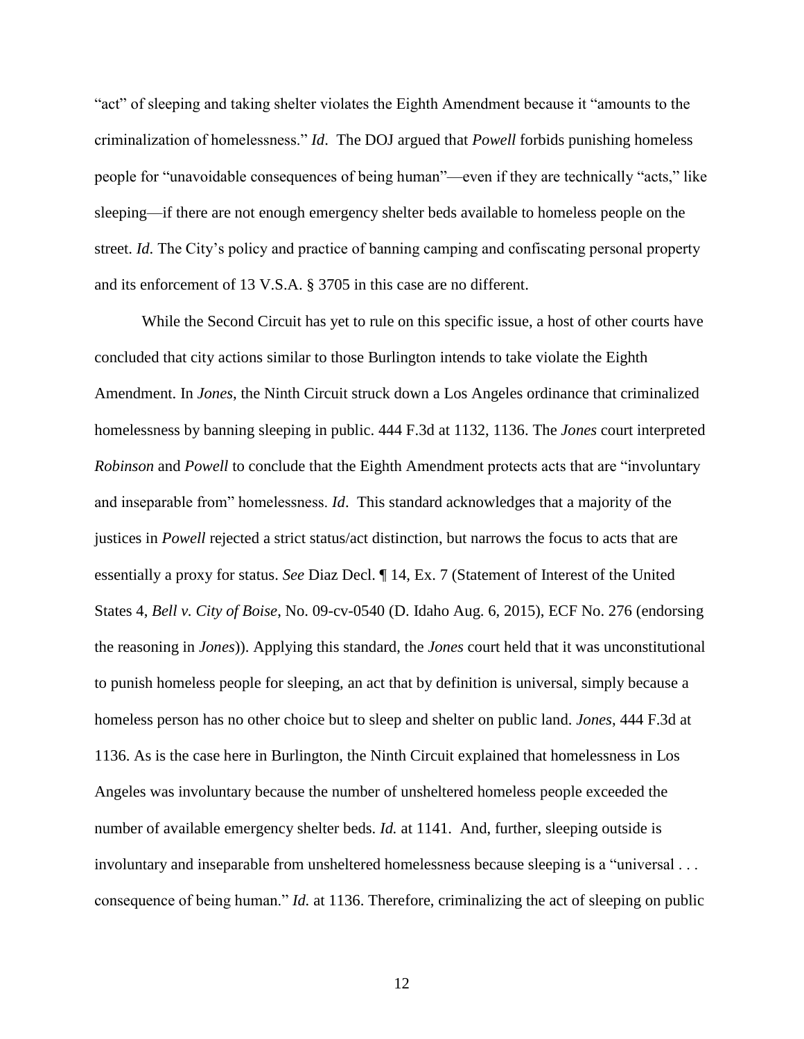"act" of sleeping and taking shelter violates the Eighth Amendment because it "amounts to the criminalization of homelessness." *Id*. The DOJ argued that *Powell* forbids punishing homeless people for "unavoidable consequences of being human"—even if they are technically "acts," like sleeping—if there are not enough emergency shelter beds available to homeless people on the street. *Id*. The City's policy and practice of banning camping and confiscating personal property and its enforcement of 13 V.S.A. § 3705 in this case are no different.

While the Second Circuit has yet to rule on this specific issue, a host of other courts have concluded that city actions similar to those Burlington intends to take violate the Eighth Amendment. In *Jones*, the Ninth Circuit struck down a Los Angeles ordinance that criminalized homelessness by banning sleeping in public. 444 F.3d at 1132, 1136. The *Jones* court interpreted *Robinson* and *Powell* to conclude that the Eighth Amendment protects acts that are "involuntary and inseparable from" homelessness. *Id*. This standard acknowledges that a majority of the justices in *Powell* rejected a strict status/act distinction, but narrows the focus to acts that are essentially a proxy for status. *See* Diaz Decl. ¶ 14, Ex. 7 (Statement of Interest of the United States 4, *Bell v. City of Boise*, No. 09-cv-0540 (D. Idaho Aug. 6, 2015), ECF No. 276 (endorsing the reasoning in *Jones*)). Applying this standard, the *Jones* court held that it was unconstitutional to punish homeless people for sleeping, an act that by definition is universal, simply because a homeless person has no other choice but to sleep and shelter on public land. *Jones*, 444 F.3d at 1136. As is the case here in Burlington, the Ninth Circuit explained that homelessness in Los Angeles was involuntary because the number of unsheltered homeless people exceeded the number of available emergency shelter beds. *Id.* at 1141. And, further, sleeping outside is involuntary and inseparable from unsheltered homelessness because sleeping is a "universal . . . consequence of being human." *Id.* at 1136. Therefore, criminalizing the act of sleeping on public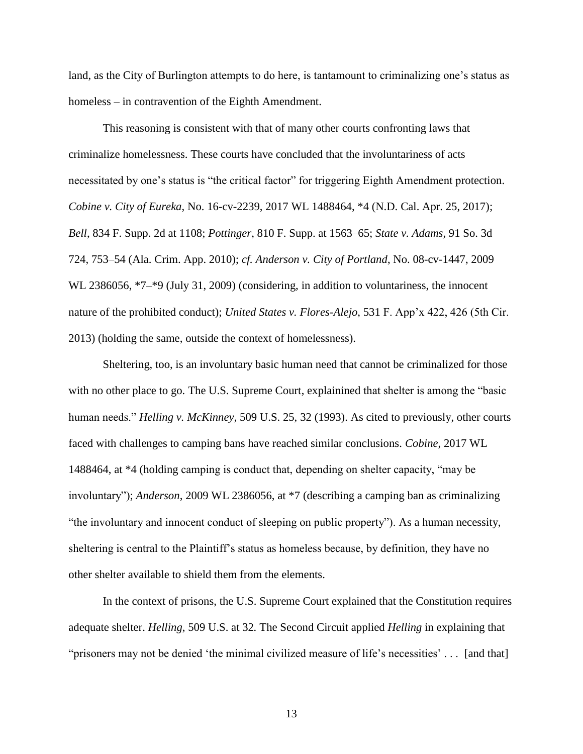land, as the City of Burlington attempts to do here, is tantamount to criminalizing one's status as homeless – in contravention of the Eighth Amendment.

This reasoning is consistent with that of many other courts confronting laws that criminalize homelessness. These courts have concluded that the involuntariness of acts necessitated by one's status is "the critical factor" for triggering Eighth Amendment protection. *Cobine v. City of Eureka*, No. 16-cv-2239, 2017 WL 1488464, *4 (N.D. Cal. Apr. 25, 2017); *Bell*, 834 F. Supp. 2d at 1108; *Pottinger*, 810 F. Supp. at 1563–65; *State v. Adams*, 91 So. 3d 724, 753–54 (Ala. Crim. App. 2010); *cf. Anderson v. City of Portland*, No. 08-cv-1447, 2009 WL 2386056, *7–*9 (July 31, 2009) (considering, in addition to voluntariness, the innocent nature of the prohibited conduct); *United States v. Flores-Alejo*, 531 F. App'x 422, 426 (5th Cir. 2013) (holding the same, outside the context of homelessness).

Sheltering, too, is an involuntary basic human need that cannot be criminalized for those with no other place to go. The U.S. Supreme Court, explainined that shelter is among the "basic human needs." *Helling v. McKinney*, 509 U.S. 25, 32 (1993). As cited to previously, other courts faced with challenges to camping bans have reached similar conclusions. *Cobine*, 2017 WL 1488464, at *4 (holding camping is conduct that, depending on shelter capacity, "may be involuntary"); *Anderson*, 2009 WL 2386056, at *7 (describing a camping ban as criminalizing "the involuntary and innocent conduct of sleeping on public property"). As a human necessity, sheltering is central to the Plaintiff's status as homeless because, by definition, they have no other shelter available to shield them from the elements.

In the context of prisons, the U.S. Supreme Court explained that the Constitution requires adequate shelter. *Helling*, 509 U.S. at 32. The Second Circuit applied *Helling* in explaining that "prisoners may not be denied 'the minimal civilized measure of life's necessities' . . . [and that]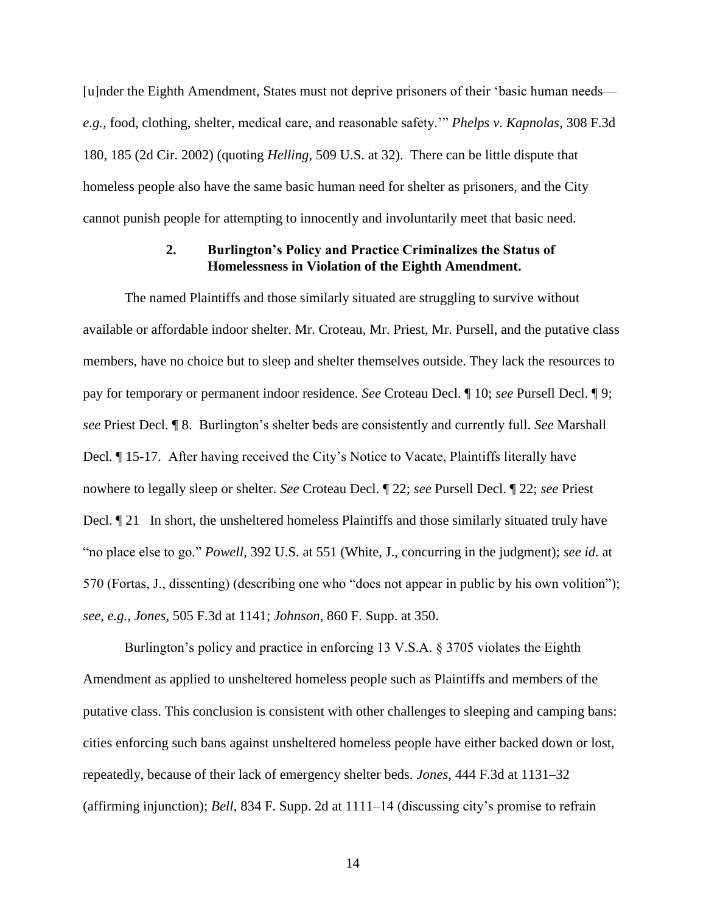[u]nder the Eighth Amendment, States must not deprive prisoners of their 'basic human needs—*e.g.*, food, clothing, shelter, medical care, and reasonable safety.'" *Phelps v. Kapnolas*, 308 F.3d 180, 185 (2d Cir. 2002) (quoting *Helling*, 509 U.S. at 32). There can be little dispute that homeless people also have the same basic human need for shelter as prisoners, and the City cannot punish people for attempting to innocently and involuntarily meet that basic need.

### 2. Burlington's Policy and Practice Criminalizes the Status of Homelessness in Violation of the Eighth Amendment.

The named Plaintiffs and those similarly situated are struggling to survive without available or affordable indoor shelter. Mr. Croteau, Mr. Priest, Mr. Pursell, and the putative class members, have no choice but to sleep and shelter themselves outside. They lack the resources to pay for temporary or permanent indoor residence. *See* Croteau Decl. ¶ 10; *see* Pursell Decl. ¶ 9; *see* Priest Decl. ¶ 8. Burlington's shelter beds are consistently and currently full. *See* Marshall Decl. ¶ 15-17. After having received the City's Notice to Vacate, Plaintiffs literally have nowhere to legally sleep or shelter. *See* Croteau Decl. ¶ 22; *see* Pursell Decl. ¶ 22; *see* Priest Decl. ¶ 21 In short, the unsheltered homeless Plaintiffs and those similarly situated truly have "no place else to go." *Powell*, 392 U.S. at 551 (White, J., concurring in the judgment); *see id.* at 570 (Fortas, J., dissenting) (describing one who "does not appear in public by his own volition"); *see, e.g.*, *Jones*, 505 F.3d at 1141; *Johnson*, 860 F. Supp. at 350.

Burlington's policy and practice in enforcing 13 V.S.A. § 3705 violates the Eighth Amendment as applied to unsheltered homeless people such as Plaintiffs and members of the putative class. This conclusion is consistent with other challenges to sleeping and camping bans: cities enforcing such bans against unsheltered homeless people have either backed down or lost, repeatedly, because of their lack of emergency shelter beds. *Jones*, 444 F.3d at 1131–32 (affirming injunction); *Bell*, 834 F. Supp. 2d at 1111–14 (discussing city's promise to refrain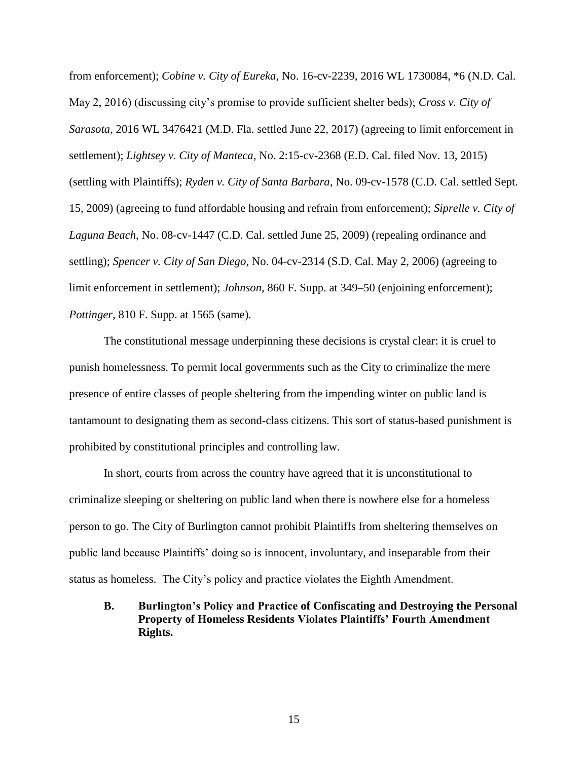from enforcement); *Cobine v. City of Eureka*, No. 16-cv-2239, 2016 WL 1730084, *6 (N.D. Cal. May 2, 2016) (discussing city's promise to provide sufficient shelter beds); *Cross v. City of Sarasota*, 2016 WL 3476421 (M.D. Fla. settled June 22, 2017) (agreeing to limit enforcement in settlement); *Lightsey v. City of Manteca*, No. 2:15-cv-2368 (E.D. Cal. filed Nov. 13, 2015) (settling with Plaintiffs); *Ryden v. City of Santa Barbara*, No. 09-cv-1578 (C.D. Cal. settled Sept. 15, 2009) (agreeing to fund affordable housing and refrain from enforcement); *Siprelle v. City of Laguna Beach*, No. 08-cv-1447 (C.D. Cal. settled June 25, 2009) (repealing ordinance and settling); *Spencer v. City of San Diego*, No. 04-cv-2314 (S.D. Cal. May 2, 2006) (agreeing to limit enforcement in settlement); *Johnson*, 860 F. Supp. at 349–50 (enjoining enforcement); *Pottinger*, 810 F. Supp. at 1565 (same).

The constitutional message underpinning these decisions is crystal clear: it is cruel to punish homelessness. To permit local governments such as the City to criminalize the mere presence of entire classes of people sheltering from the impending winter on public land is tantamount to designating them as second-class citizens. This sort of status-based punishment is prohibited by constitutional principles and controlling law.

In short, courts from across the country have agreed that it is unconstitutional to criminalize sleeping or sheltering on public land when there is nowhere else for a homeless person to go. The City of Burlington cannot prohibit Plaintiffs from sheltering themselves on public land because Plaintiffs' doing so is innocent, involuntary, and inseparable from their status as homeless. The City's policy and practice violates the Eighth Amendment.

### B. Burlington's Policy and Practice of Confiscating and Destroying the Personal Property of Homeless Residents Violates Plaintiffs' Fourth Amendment Rights.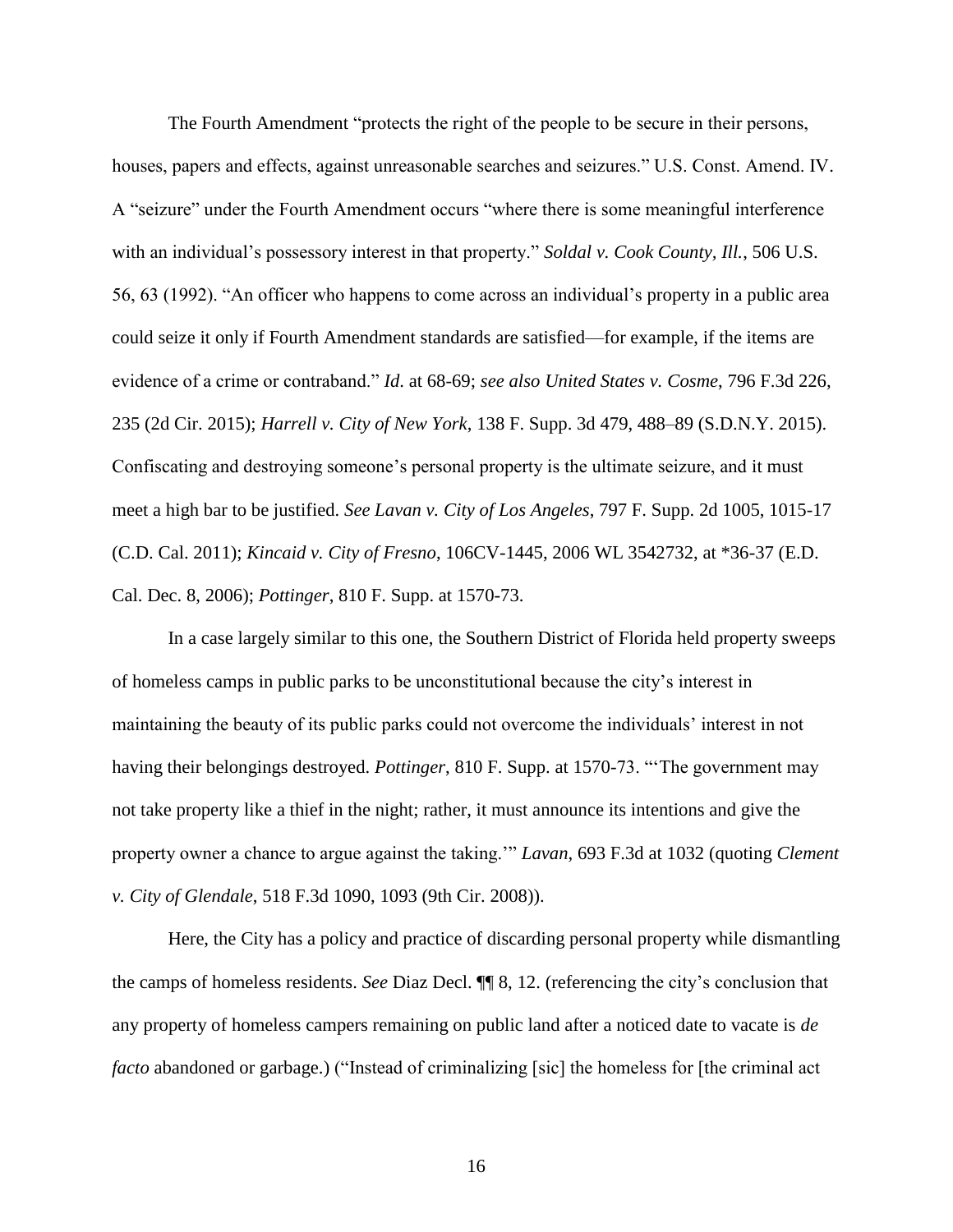The Fourth Amendment "protects the right of the people to be secure in their persons, houses, papers and effects, against unreasonable searches and seizures." U.S. Const. Amend. IV. A "seizure" under the Fourth Amendment occurs "where there is some meaningful interference with an individual's possessory interest in that property." *Soldal v. Cook County, Ill.*, 506 U.S. 56, 63 (1992). "An officer who happens to come across an individual's property in a public area could seize it only if Fourth Amendment standards are satisfied—for example, if the items are evidence of a crime or contraband." *Id.* at 68-69; *see also United States v. Cosme*, 796 F.3d 226, 235 (2d Cir. 2015); *Harrell v. City of New York*, 138 F. Supp. 3d 479, 488–89 (S.D.N.Y. 2015). Confiscating and destroying someone's personal property is the ultimate seizure, and it must meet a high bar to be justified. *See Lavan v. City of Los Angeles*, 797 F. Supp. 2d 1005, 1015-17 (C.D. Cal. 2011); *Kincaid v. City of Fresno*, 106CV-1445, 2006 WL 3542732, at *36-37 (E.D. Cal. Dec. 8, 2006); *Pottinger*, 810 F. Supp. at 1570-73.

In a case largely similar to this one, the Southern District of Florida held property sweeps of homeless camps in public parks to be unconstitutional because the city's interest in maintaining the beauty of its public parks could not overcome the individuals' interest in not having their belongings destroyed. *Pottinger*, 810 F. Supp. at 1570-73. "'The government may not take property like a thief in the night; rather, it must announce its intentions and give the property owner a chance to argue against the taking.'" *Lavan*, 693 F.3d at 1032 (quoting *Clement v. City of Glendale*, 518 F.3d 1090, 1093 (9th Cir. 2008)).

Here, the City has a policy and practice of discarding personal property while dismantling the camps of homeless residents. *See* Diaz Decl. ¶¶ 8, 12. (referencing the city's conclusion that any property of homeless campers remaining on public land after a noticed date to vacate is *de facto* abandoned or garbage.) ("Instead of criminalizing [sic] the homeless for [the criminal act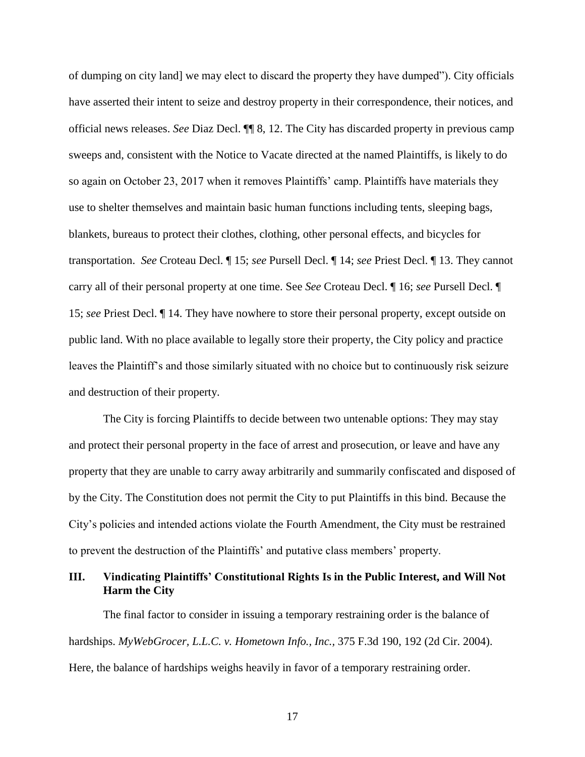of dumping on city land] we may elect to discard the property they have dumped"). City officials have asserted their intent to seize and destroy property in their correspondence, their notices, and official news releases. *See* Diaz Decl. ¶¶ 8, 12. The City has discarded property in previous camp sweeps and, consistent with the Notice to Vacate directed at the named Plaintiffs, is likely to do so again on October 23, 2017 when it removes Plaintiffs' camp. Plaintiffs have materials they use to shelter themselves and maintain basic human functions including tents, sleeping bags, blankets, bureaus to protect their clothes, clothing, other personal effects, and bicycles for transportation. *See* Croteau Decl. ¶ 15; *see* Pursell Decl. ¶ 14; *see* Priest Decl. ¶ 13. They cannot carry all of their personal property at one time. See *See* Croteau Decl. ¶ 16; *see* Pursell Decl. ¶ 15; *see* Priest Decl. ¶ 14. They have nowhere to store their personal property, except outside on public land. With no place available to legally store their property, the City policy and practice leaves the Plaintiff's and those similarly situated with no choice but to continuously risk seizure and destruction of their property.

The City is forcing Plaintiffs to decide between two untenable options: They may stay and protect their personal property in the face of arrest and prosecution, or leave and have any property that they are unable to carry away arbitrarily and summarily confiscated and disposed of by the City. The Constitution does not permit the City to put Plaintiffs in this bind. Because the City's policies and intended actions violate the Fourth Amendment, the City must be restrained to prevent the destruction of the Plaintiffs' and putative class members' property.

## III. Vindicating Plaintiffs' Constitutional Rights Is in the Public Interest, and Will Not Harm the City

The final factor to consider in issuing a temporary restraining order is the balance of hardships. *MyWebGrocer, L.L.C. v. Hometown Info., Inc.*, 375 F.3d 190, 192 (2d Cir. 2004). Here, the balance of hardships weighs heavily in favor of a temporary restraining order.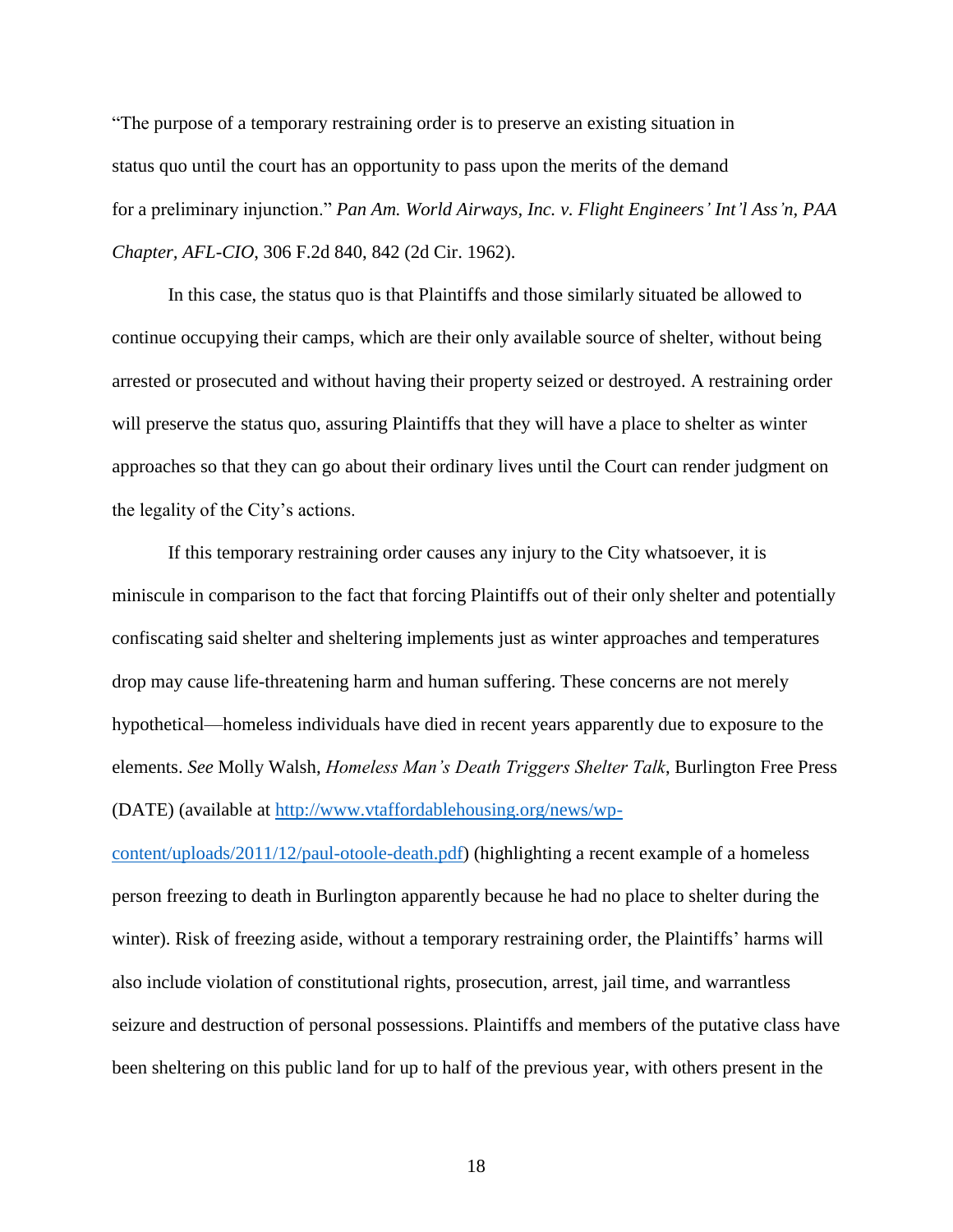"The purpose of a temporary restraining order is to preserve an existing situation in status quo until the court has an opportunity to pass upon the merits of the demand for a preliminary injunction." *Pan Am. World Airways, Inc. v. Flight Engineers' Int'l Ass'n, PAA Chapter, AFL-CIO*, 306 F.2d 840, 842 (2d Cir. 1962).

In this case, the status quo is that Plaintiffs and those similarly situated be allowed to continue occupying their camps, which are their only available source of shelter, without being arrested or prosecuted and without having their property seized or destroyed. A restraining order will preserve the status quo, assuring Plaintiffs that they will have a place to shelter as winter approaches so that they can go about their ordinary lives until the Court can render judgment on the legality of the City's actions.

If this temporary restraining order causes any injury to the City whatsoever, it is miniscule in comparison to the fact that forcing Plaintiffs out of their only shelter and potentially confiscating said shelter and sheltering implements just as winter approaches and temperatures drop may cause life-threatening harm and human suffering. These concerns are not merely hypothetical—homeless individuals have died in recent years apparently due to exposure to the elements. *See* Molly Walsh, *Homeless Man's Death Triggers Shelter Talk*, Burlington Free Press (DATE) (available at [http://www.vtaffordablehousing.org/news/wp-content/uploads/2011/12/paul-otoole-death.pdf](http://www.vtaffordablehousing.org/news/wp-content/uploads/2011/12/paul-otoole-death.pdf)) (highlighting a recent example of a homeless person freezing to death in Burlington apparently because he had no place to shelter during the winter). Risk of freezing aside, without a temporary restraining order, the Plaintiffs' harms will also include violation of constitutional rights, prosecution, arrest, jail time, and warrantless seizure and destruction of personal possessions. Plaintiffs and members of the putative class have been sheltering on this public land for up to half of the previous year, with others present in the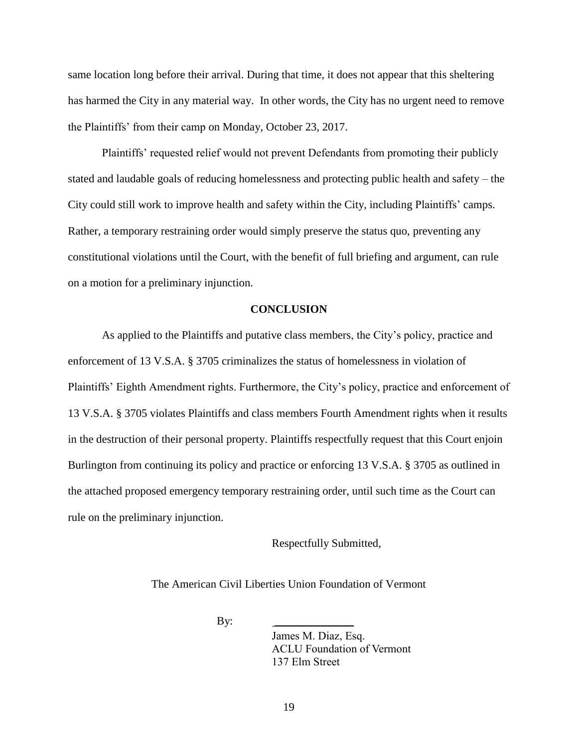same location long before their arrival. During that time, it does not appear that this sheltering has harmed the City in any material way. In other words, the City has no urgent need to remove the Plaintiffs' from their camp on Monday, October 23, 2017.

Plaintiffs' requested relief would not prevent Defendants from promoting their publicly stated and laudable goals of reducing homelessness and protecting public health and safety – the City could still work to improve health and safety within the City, including Plaintiffs' camps. Rather, a temporary restraining order would simply preserve the status quo, preventing any constitutional violations until the Court, with the benefit of full briefing and argument, can rule on a motion for a preliminary injunction.

## CONCLUSION

As applied to the Plaintiffs and putative class members, the City's policy, practice and enforcement of 13 V.S.A. § 3705 criminalizes the status of homelessness in violation of Plaintiffs' Eighth Amendment rights. Furthermore, the City's policy, practice and enforcement of 13 V.S.A. § 3705 violates Plaintiffs and class members Fourth Amendment rights when it results in the destruction of their personal property. Plaintiffs respectfully request that this Court enjoin Burlington from continuing its policy and practice or enforcing 13 V.S.A. § 3705 as outlined in the attached proposed emergency temporary restraining order, until such time as the Court can rule on the preliminary injunction.

Respectfully Submitted,

The American Civil Liberties Union Foundation of Vermont

By: ______________

James M. Diaz, Esq.
ACLU Foundation of Vermont
137 Elm Street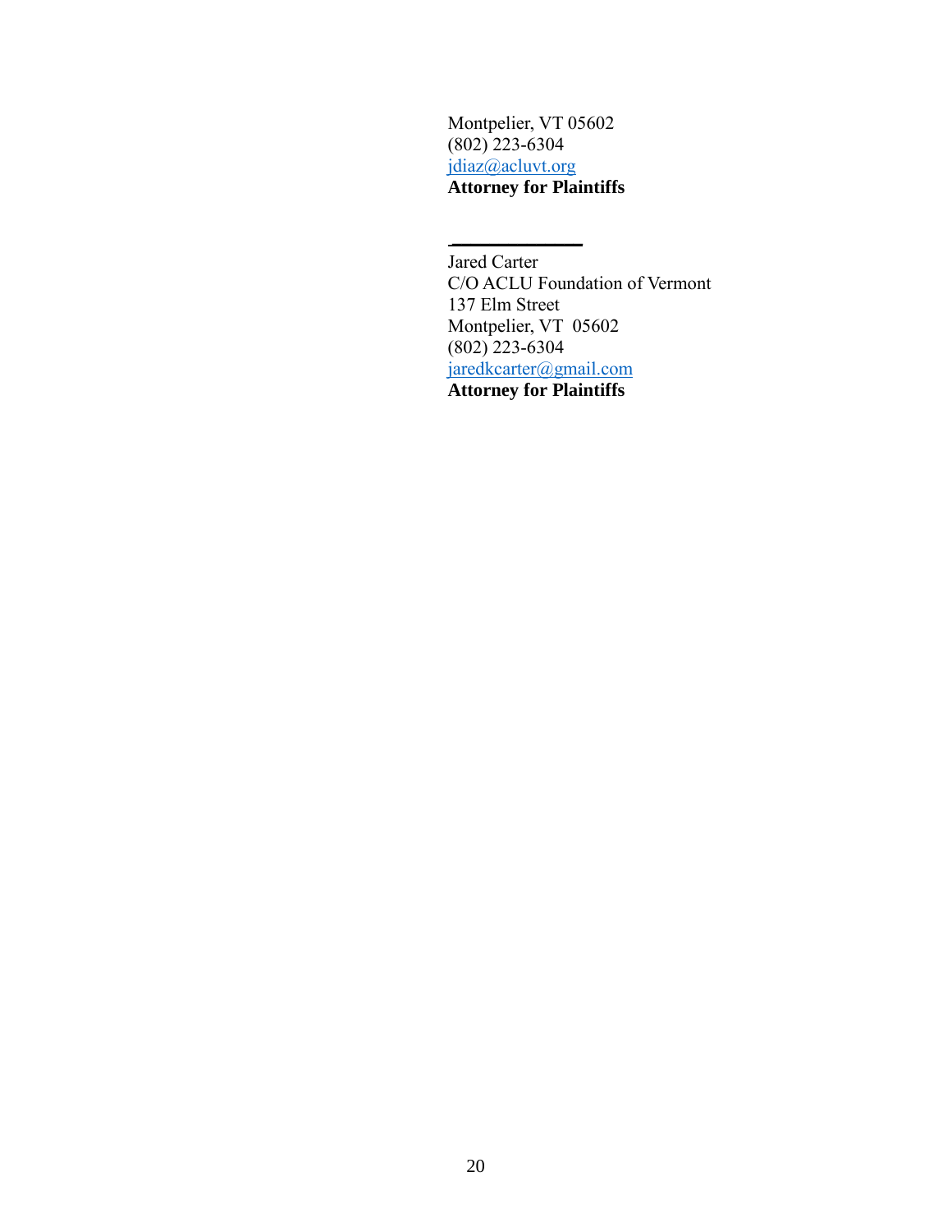Montpelier, VT 05602
(802) 223-6304
jdiaz@acluvt.org
**Attorney for Plaintiffs**

\_\_\_\_\_\_\_\_\_\_\_\_\_\_

Jared Carter
C/O ACLU Foundation of Vermont
137 Elm Street
Montpelier, VT  05602
(802) 223-6304
jaredkcarter@gmail.com
**Attorney for Plaintiffs**